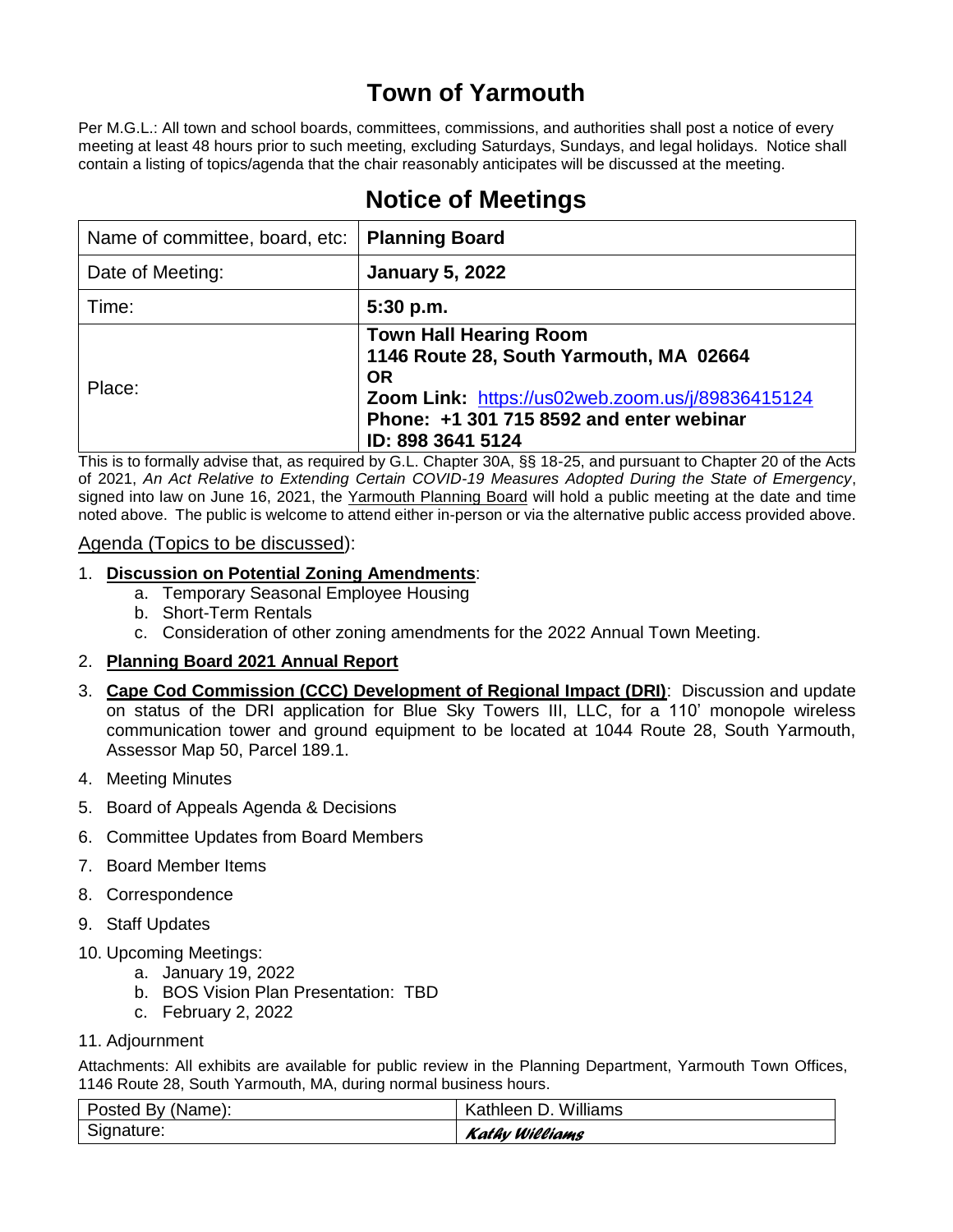# Town of Yarmouth

Per M.G.L.: All town and school boards, committees, commissions, and authorities shall post a notice of every meeting at least 48 hours prior to such meeting, excluding Saturdays, Sundays, and legal holidays. Notice shall contain a listing of topics/agenda that the chair reasonably anticipates will be discussed at the meeting.

## Notice of Meetings

| | |
|---|---|
| Name of committee, board, etc: | **Planning Board** |
| Date of Meeting: | **January 5, 2022** |
| Time: | **5:30 p.m.** |
| Place: | **Town Hall Hearing Room**<br>**1146 Route 28, South Yarmouth, MA 02664**<br>**OR**<br>**Zoom Link:** https://us02web.zoom.us/j/89836415124<br>**Phone: +1 301 715 8592 and enter webinar ID: 898 3641 5124** |

This is to formally advise that, as required by G.L. Chapter 30A, §§ 18-25, and pursuant to Chapter 20 of the Acts of 2021, *An Act Relative to Extending Certain COVID-19 Measures Adopted During the State of Emergency*, signed into law on June 16, 2021, the Yarmouth Planning Board will hold a public meeting at the date and time noted above. The public is welcome to attend either in-person or via the alternative public access provided above.

Agenda (Topics to be discussed):

1. **Discussion on Potential Zoning Amendments**:
   a. Temporary Seasonal Employee Housing
   b. Short-Term Rentals
   c. Consideration of other zoning amendments for the 2022 Annual Town Meeting.
2. **Planning Board 2021 Annual Report**
3. **Cape Cod Commission (CCC) Development of Regional Impact (DRI)**: Discussion and update on status of the DRI application for Blue Sky Towers III, LLC, for a 110' monopole wireless communication tower and ground equipment to be located at 1044 Route 28, South Yarmouth, Assessor Map 50, Parcel 189.1.
4. Meeting Minutes
5. Board of Appeals Agenda & Decisions
6. Committee Updates from Board Members
7. Board Member Items
8. Correspondence
9. Staff Updates
10. Upcoming Meetings:
    a. January 19, 2022
    b. BOS Vision Plan Presentation: TBD
    c. February 2, 2022
11. Adjournment

Attachments: All exhibits are available for public review in the Planning Department, Yarmouth Town Offices, 1146 Route 28, South Yarmouth, MA, during normal business hours.

| | |
|---|---|
| Posted By (Name): | Kathleen D. Williams |
| Signature: | *Kathy Williams* |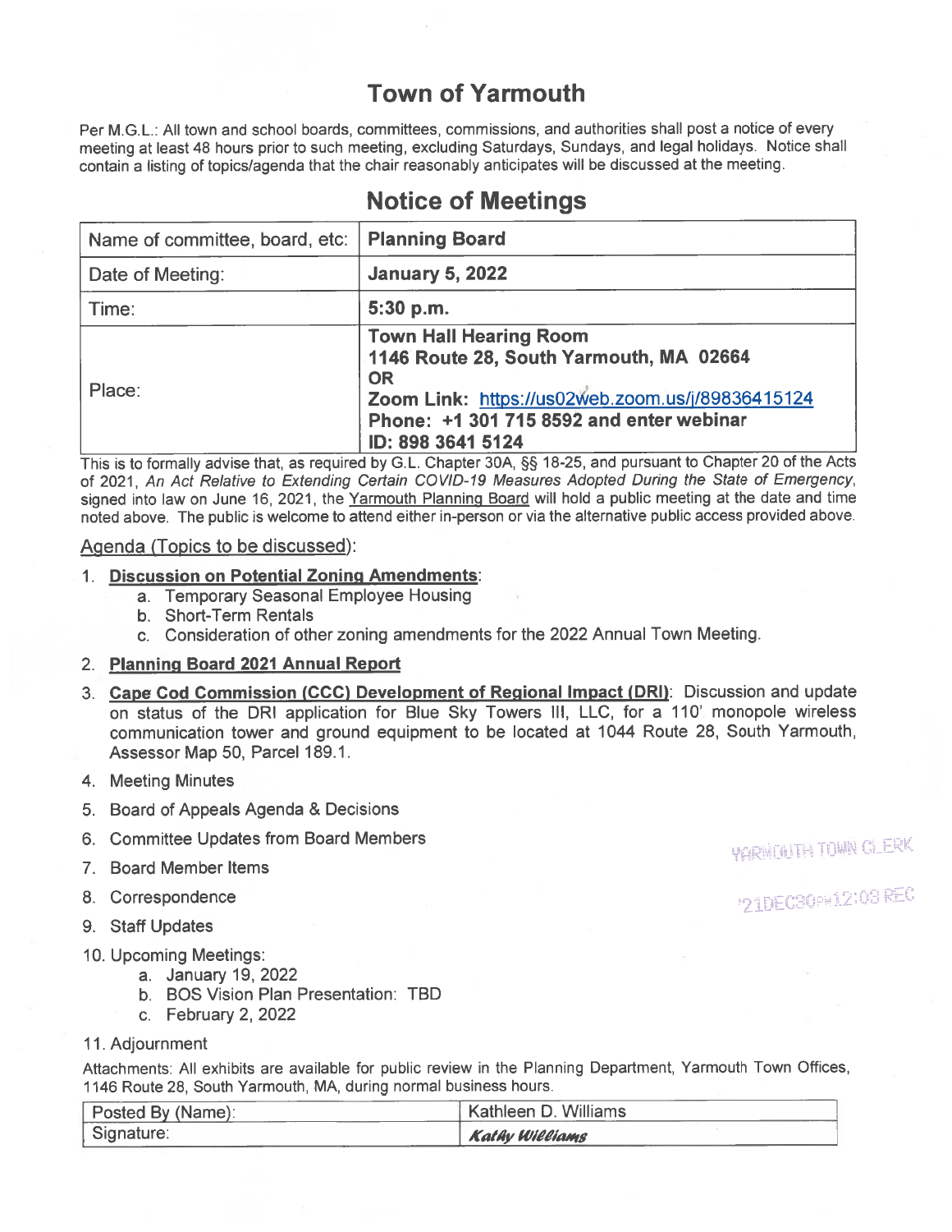# Town of Yarmouth

Per M.G.L.: All town and school boards, committees, commissions, and authorities shall post a notice of every meeting at least 48 hours prior to such meeting, excluding Saturdays, Sundays, and legal holidays. Notice shall contain a listing of topics/agenda that the chair reasonably anticipates will be discussed at the meeting.

## Notice of Meetings

| | |
|---|---|
| Name of committee, board, etc: | **Planning Board** |
| Date of Meeting: | **January 5, 2022** |
| Time: | **5:30 p.m.** |
| Place: | **Town Hall Hearing Room**<br>**1146 Route 28, South Yarmouth, MA 02664**<br>**OR**<br>**Zoom Link: https://us02web.zoom.us/j/89836415124**<br>**Phone: +1 301 715 8592 and enter webinar ID: 898 3641 5124** |

This is to formally advise that, as required by G.L. Chapter 30A, §§ 18-25, and pursuant to Chapter 20 of the Acts of 2021, *An Act Relative to Extending Certain COVID-19 Measures Adopted During the State of Emergency*, signed into law on June 16, 2021, the Yarmouth Planning Board will hold a public meeting at the date and time noted above. The public is welcome to attend either in-person or via the alternative public access provided above.

Agenda (Topics to be discussed):

1. **Discussion on Potential Zoning Amendments**:
   a. Temporary Seasonal Employee Housing
   b. Short-Term Rentals
   c. Consideration of other zoning amendments for the 2022 Annual Town Meeting.
2. **Planning Board 2021 Annual Report**
3. **Cape Cod Commission (CCC) Development of Regional Impact (DRI)**: Discussion and update on status of the DRI application for Blue Sky Towers III, LLC, for a 110' monopole wireless communication tower and ground equipment to be located at 1044 Route 28, South Yarmouth, Assessor Map 50, Parcel 189.1.
4. Meeting Minutes
5. Board of Appeals Agenda & Decisions
6. Committee Updates from Board Members
7. Board Member Items
8. Correspondence
9. Staff Updates
10. Upcoming Meetings:
    a. January 19, 2022
    b. BOS Vision Plan Presentation: TBD
    c. February 2, 2022
11. Adjournment

YARMOUTH TOWN CLERK

'21DEC30PM12:03 REC

Attachments: All exhibits are available for public review in the Planning Department, Yarmouth Town Offices, 1146 Route 28, South Yarmouth, MA, during normal business hours.

| | |
|---|---|
| Posted By (Name): | Kathleen D. Williams |
| Signature: | *Kathy Williams* |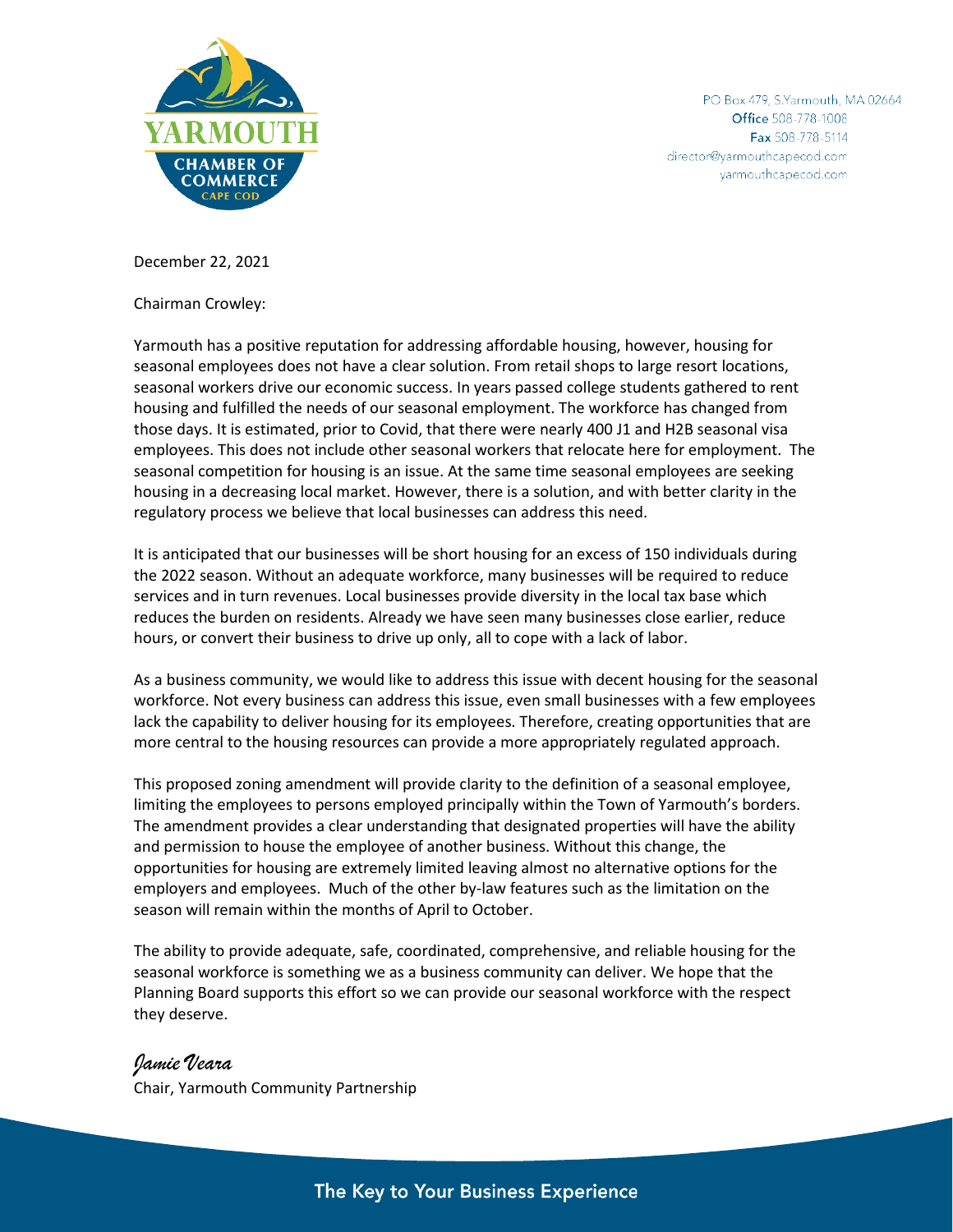PO Box 479, S.Yarmouth, MA 02664
Office 508-778-1008
Fax 508-778-5114
director@yarmouthcapecod.com
yarmouthcapecod.com

December 22, 2021

Chairman Crowley:

Yarmouth has a positive reputation for addressing affordable housing, however, housing for seasonal employees does not have a clear solution. From retail shops to large resort locations, seasonal workers drive our economic success. In years passed college students gathered to rent housing and fulfilled the needs of our seasonal employment. The workforce has changed from those days. It is estimated, prior to Covid, that there were nearly 400 J1 and H2B seasonal visa employees. This does not include other seasonal workers that relocate here for employment. The seasonal competition for housing is an issue. At the same time seasonal employees are seeking housing in a decreasing local market. However, there is a solution, and with better clarity in the regulatory process we believe that local businesses can address this need.

It is anticipated that our businesses will be short housing for an excess of 150 individuals during the 2022 season. Without an adequate workforce, many businesses will be required to reduce services and in turn revenues. Local businesses provide diversity in the local tax base which reduces the burden on residents. Already we have seen many businesses close earlier, reduce hours, or convert their business to drive up only, all to cope with a lack of labor.

As a business community, we would like to address this issue with decent housing for the seasonal workforce. Not every business can address this issue, even small businesses with a few employees lack the capability to deliver housing for its employees. Therefore, creating opportunities that are more central to the housing resources can provide a more appropriately regulated approach.

This proposed zoning amendment will provide clarity to the definition of a seasonal employee, limiting the employees to persons employed principally within the Town of Yarmouth's borders. The amendment provides a clear understanding that designated properties will have the ability and permission to house the employee of another business. Without this change, the opportunities for housing are extremely limited leaving almost no alternative options for the employers and employees. Much of the other by-law features such as the limitation on the season will remain within the months of April to October.

The ability to provide adequate, safe, coordinated, comprehensive, and reliable housing for the seasonal workforce is something we as a business community can deliver. We hope that the Planning Board supports this effort so we can provide our seasonal workforce with the respect they deserve.

*Jamie Veara*
Chair, Yarmouth Community Partnership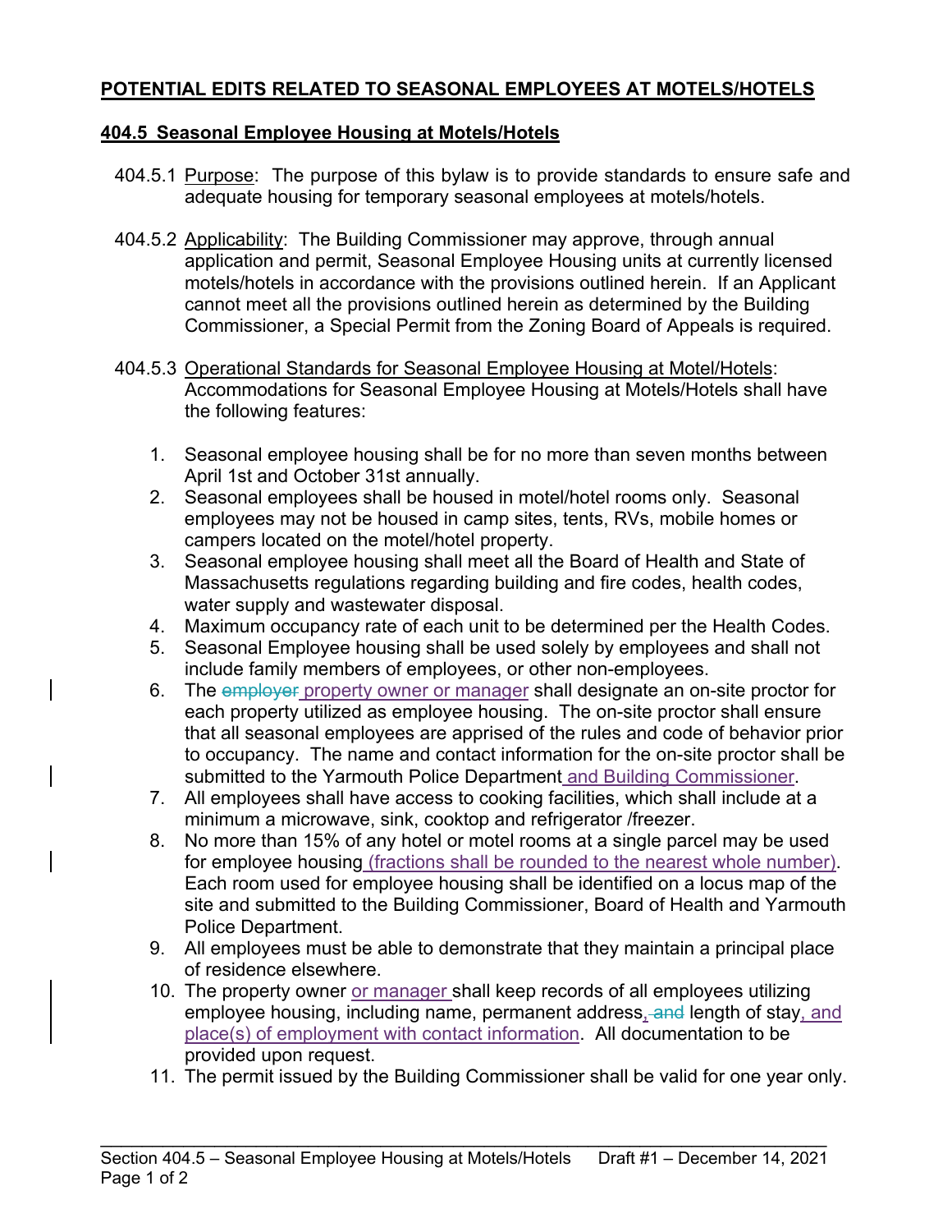# POTENTIAL EDITS RELATED TO SEASONAL EMPLOYEES AT MOTELS/HOTELS

## 404.5 Seasonal Employee Housing at Motels/Hotels

404.5.1 Purpose: The purpose of this bylaw is to provide standards to ensure safe and adequate housing for temporary seasonal employees at motels/hotels.

404.5.2 Applicability: The Building Commissioner may approve, through annual application and permit, Seasonal Employee Housing units at currently licensed motels/hotels in accordance with the provisions outlined herein. If an Applicant cannot meet all the provisions outlined herein as determined by the Building Commissioner, a Special Permit from the Zoning Board of Appeals is required.

404.5.3 Operational Standards for Seasonal Employee Housing at Motel/Hotels: Accommodations for Seasonal Employee Housing at Motels/Hotels shall have the following features:

1. Seasonal employee housing shall be for no more than seven months between April 1st and October 31st annually.
2. Seasonal employees shall be housed in motel/hotel rooms only. Seasonal employees may not be housed in camp sites, tents, RVs, mobile homes or campers located on the motel/hotel property.
3. Seasonal employee housing shall meet all the Board of Health and State of Massachusetts regulations regarding building and fire codes, health codes, water supply and wastewater disposal.
4. Maximum occupancy rate of each unit to be determined per the Health Codes.
5. Seasonal Employee housing shall be used solely by employees and shall not include family members of employees, or other non-employees.
6. The ~~employer~~ property owner or manager shall designate an on-site proctor for each property utilized as employee housing. The on-site proctor shall ensure that all seasonal employees are apprised of the rules and code of behavior prior to occupancy. The name and contact information for the on-site proctor shall be submitted to the Yarmouth Police Department and Building Commissioner.
7. All employees shall have access to cooking facilities, which shall include at a minimum a microwave, sink, cooktop and refrigerator /freezer.
8. No more than 15% of any hotel or motel rooms at a single parcel may be used for employee housing (fractions shall be rounded to the nearest whole number). Each room used for employee housing shall be identified on a locus map of the site and submitted to the Building Commissioner, Board of Health and Yarmouth Police Department.
9. All employees must be able to demonstrate that they maintain a principal place of residence elsewhere.
10. The property owner or manager shall keep records of all employees utilizing employee housing, including name, permanent address, ~~and~~ length of stay, and place(s) of employment with contact information. All documentation to be provided upon request.
11. The permit issued by the Building Commissioner shall be valid for one year only.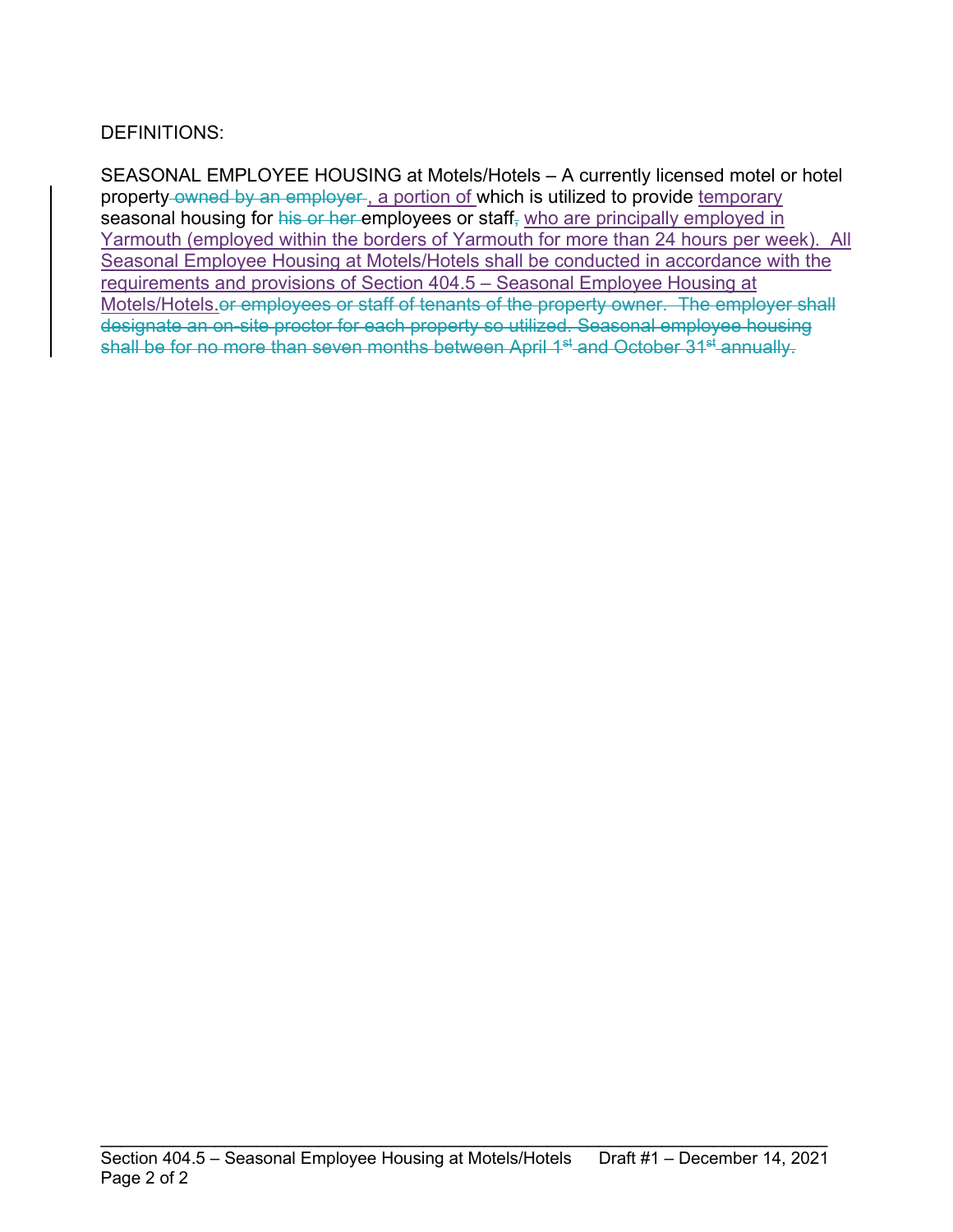DEFINITIONS:

SEASONAL EMPLOYEE HOUSING at Motels/Hotels – A currently licensed motel or hotel property ~~owned by an employer~~ , a portion of which is utilized to provide temporary seasonal housing for ~~his or her~~ employees or staff~~,~~ who are principally employed in Yarmouth (employed within the borders of Yarmouth for more than 24 hours per week). All Seasonal Employee Housing at Motels/Hotels shall be conducted in accordance with the requirements and provisions of Section 404.5 – Seasonal Employee Housing at Motels/Hotels.~~or employees or staff of tenants of the property owner. The employer shall designate an on-site proctor for each property so utilized. Seasonal employee housing shall be for no more than seven months between April 1st and October 31st annually.~~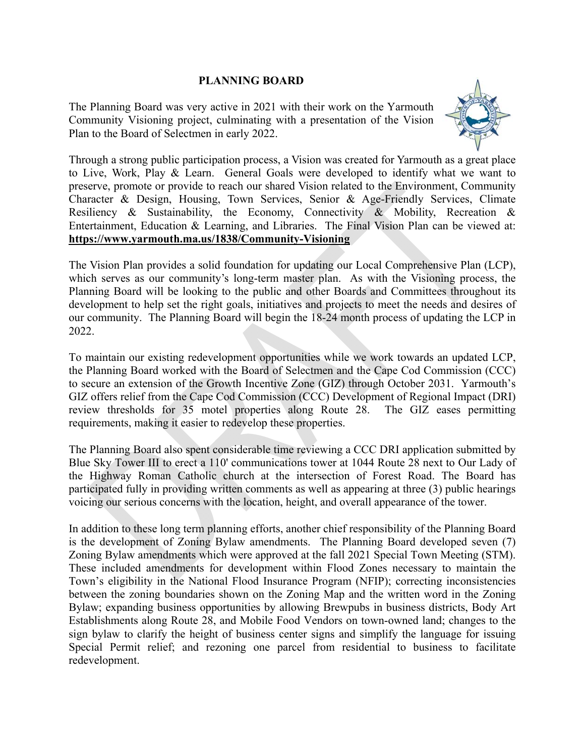# PLANNING BOARD

The Planning Board was very active in 2021 with their work on the Yarmouth Community Visioning project, culminating with a presentation of the Vision Plan to the Board of Selectmen in early 2022.

Through a strong public participation process, a Vision was created for Yarmouth as a great place to Live, Work, Play & Learn. General Goals were developed to identify what we want to preserve, promote or provide to reach our shared Vision related to the Environment, Community Character & Design, Housing, Town Services, Senior & Age-Friendly Services, Climate Resiliency & Sustainability, the Economy, Connectivity & Mobility, Recreation & Entertainment, Education & Learning, and Libraries. The Final Vision Plan can be viewed at: **https://www.yarmouth.ma.us/1838/Community-Visioning**

The Vision Plan provides a solid foundation for updating our Local Comprehensive Plan (LCP), which serves as our community's long-term master plan. As with the Visioning process, the Planning Board will be looking to the public and other Boards and Committees throughout its development to help set the right goals, initiatives and projects to meet the needs and desires of our community. The Planning Board will begin the 18-24 month process of updating the LCP in 2022.

To maintain our existing redevelopment opportunities while we work towards an updated LCP, the Planning Board worked with the Board of Selectmen and the Cape Cod Commission (CCC) to secure an extension of the Growth Incentive Zone (GIZ) through October 2031. Yarmouth's GIZ offers relief from the Cape Cod Commission (CCC) Development of Regional Impact (DRI) review thresholds for 35 motel properties along Route 28. The GIZ eases permitting requirements, making it easier to redevelop these properties.

The Planning Board also spent considerable time reviewing a CCC DRI application submitted by Blue Sky Tower III to erect a 110' communications tower at 1044 Route 28 next to Our Lady of the Highway Roman Catholic church at the intersection of Forest Road. The Board has participated fully in providing written comments as well as appearing at three (3) public hearings voicing our serious concerns with the location, height, and overall appearance of the tower.

In addition to these long term planning efforts, another chief responsibility of the Planning Board is the development of Zoning Bylaw amendments. The Planning Board developed seven (7) Zoning Bylaw amendments which were approved at the fall 2021 Special Town Meeting (STM). These included amendments for development within Flood Zones necessary to maintain the Town's eligibility in the National Flood Insurance Program (NFIP); correcting inconsistencies between the zoning boundaries shown on the Zoning Map and the written word in the Zoning Bylaw; expanding business opportunities by allowing Brewpubs in business districts, Body Art Establishments along Route 28, and Mobile Food Vendors on town-owned land; changes to the sign bylaw to clarify the height of business center signs and simplify the language for issuing Special Permit relief; and rezoning one parcel from residential to business to facilitate redevelopment.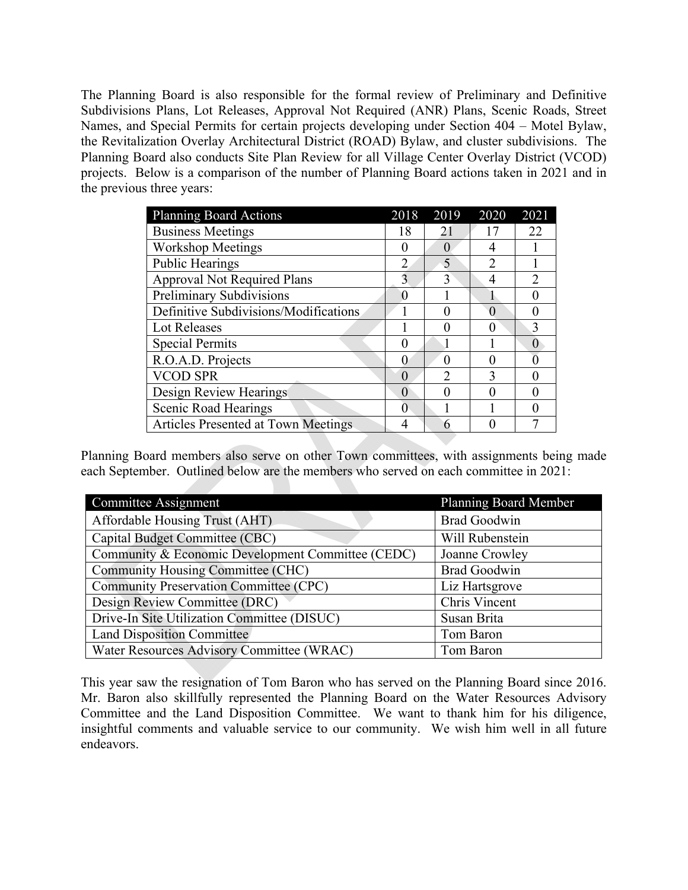The Planning Board is also responsible for the formal review of Preliminary and Definitive Subdivisions Plans, Lot Releases, Approval Not Required (ANR) Plans, Scenic Roads, Street Names, and Special Permits for certain projects developing under Section 404 – Motel Bylaw, the Revitalization Overlay Architectural District (ROAD) Bylaw, and cluster subdivisions. The Planning Board also conducts Site Plan Review for all Village Center Overlay District (VCOD) projects. Below is a comparison of the number of Planning Board actions taken in 2021 and in the previous three years:

| Planning Board Actions | 2018 | 2019 | 2020 | 2021 |
|---|---|---|---|---|
| Business Meetings | 18 | 21 | 17 | 22 |
| Workshop Meetings | 0 | 0 | 4 | 1 |
| Public Hearings | 2 | 5 | 2 | 1 |
| Approval Not Required Plans | 3 | 3 | 4 | 2 |
| Preliminary Subdivisions | 0 | 1 | 1 | 0 |
| Definitive Subdivisions/Modifications | 1 | 0 | 0 | 0 |
| Lot Releases | 1 | 0 | 0 | 3 |
| Special Permits | 0 | 1 | 1 | 0 |
| R.O.A.D. Projects | 0 | 0 | 0 | 0 |
| VCOD SPR | 0 | 2 | 3 | 0 |
| Design Review Hearings | 0 | 0 | 0 | 0 |
| Scenic Road Hearings | 0 | 1 | 1 | 0 |
| Articles Presented at Town Meetings | 4 | 6 | 0 | 7 |

Planning Board members also serve on other Town committees, with assignments being made each September. Outlined below are the members who served on each committee in 2021:

| Committee Assignment | Planning Board Member |
|---|---|
| Affordable Housing Trust (AHT) | Brad Goodwin |
| Capital Budget Committee (CBC) | Will Rubenstein |
| Community & Economic Development Committee (CEDC) | Joanne Crowley |
| Community Housing Committee (CHC) | Brad Goodwin |
| Community Preservation Committee (CPC) | Liz Hartsgrove |
| Design Review Committee (DRC) | Chris Vincent |
| Drive-In Site Utilization Committee (DISUC) | Susan Brita |
| Land Disposition Committee | Tom Baron |
| Water Resources Advisory Committee (WRAC) | Tom Baron |

This year saw the resignation of Tom Baron who has served on the Planning Board since 2016. Mr. Baron also skillfully represented the Planning Board on the Water Resources Advisory Committee and the Land Disposition Committee. We want to thank him for his diligence, insightful comments and valuable service to our community. We wish him well in all future endeavors.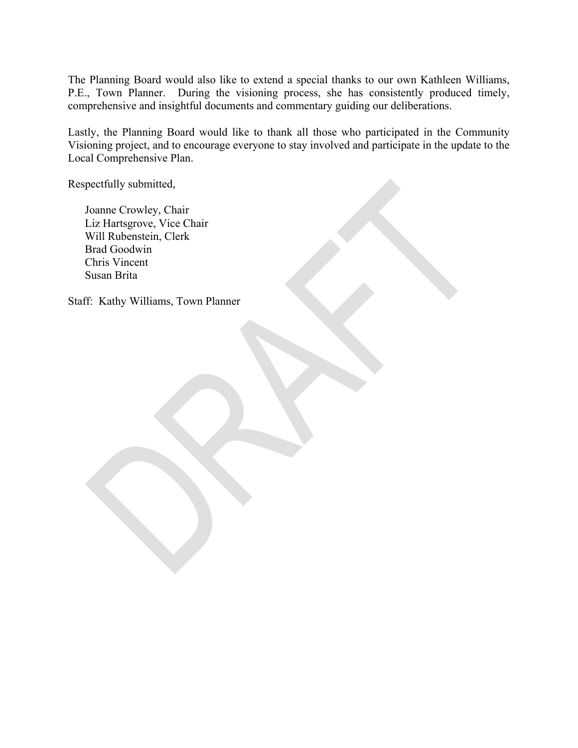The Planning Board would also like to extend a special thanks to our own Kathleen Williams, P.E., Town Planner. During the visioning process, she has consistently produced timely, comprehensive and insightful documents and commentary guiding our deliberations.

Lastly, the Planning Board would like to thank all those who participated in the Community Visioning project, and to encourage everyone to stay involved and participate in the update to the Local Comprehensive Plan.

Respectfully submitted,

Joanne Crowley, Chair  
Liz Hartsgrove, Vice Chair  
Will Rubenstein, Clerk  
Brad Goodwin  
Chris Vincent  
Susan Brita

Staff: Kathy Williams, Town Planner

DRAFT